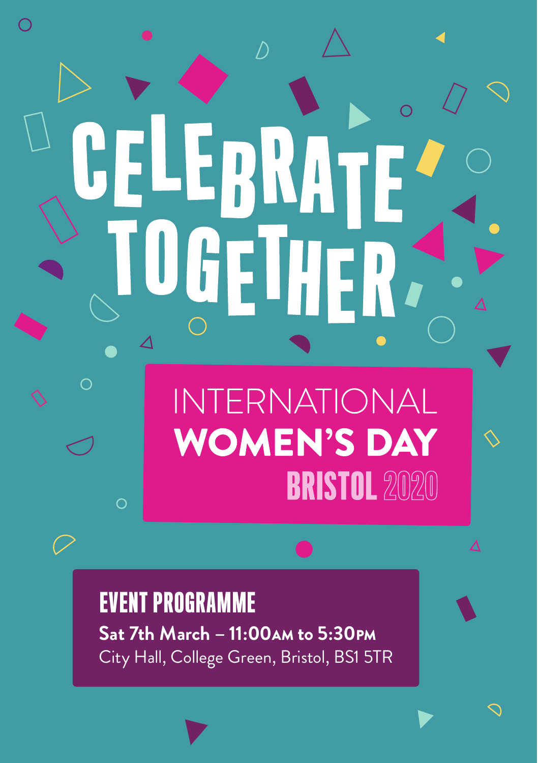# CELEBRATE TOGETHER

## INTERNATIONAL WOMEN'S DAY BRISTOL 2020

### EVENT PROGRAMME

**Sat 7th March – 11:00AM to 5:30PM**
City Hall, College Green, Bristol, BS1 5TR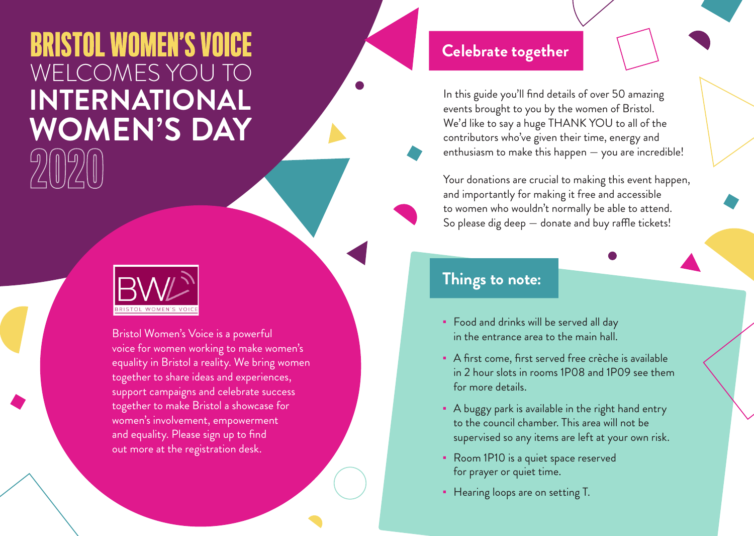# BRISTOL WOMEN'S VOICE WELCOMES YOU TO INTERNATIONAL WOMEN'S DAY 2020

BWV
BRISTOL WOMEN'S VOICE

Bristol Women's Voice is a powerful voice for women working to make women's equality in Bristol a reality. We bring women together to share ideas and experiences, support campaigns and celebrate success together to make Bristol a showcase for women's involvement, empowerment and equality. Please sign up to find out more at the registration desk.

## Celebrate together

In this guide you'll find details of over 50 amazing events brought to you by the women of Bristol. We'd like to say a huge THANK YOU to all of the contributors who've given their time, energy and enthusiasm to make this happen — you are incredible!

Your donations are crucial to making this event happen, and importantly for making it free and accessible to women who wouldn't normally be able to attend. So please dig deep — donate and buy raffle tickets!

## Things to note:

- Food and drinks will be served all day in the entrance area to the main hall.
- A first come, first served free crèche is available in 2 hour slots in rooms 1P08 and 1P09 see them for more details.
- A buggy park is available in the right hand entry to the council chamber. This area will not be supervised so any items are left at your own risk.
- Room 1P10 is a quiet space reserved for prayer or quiet time.
- Hearing loops are on setting T.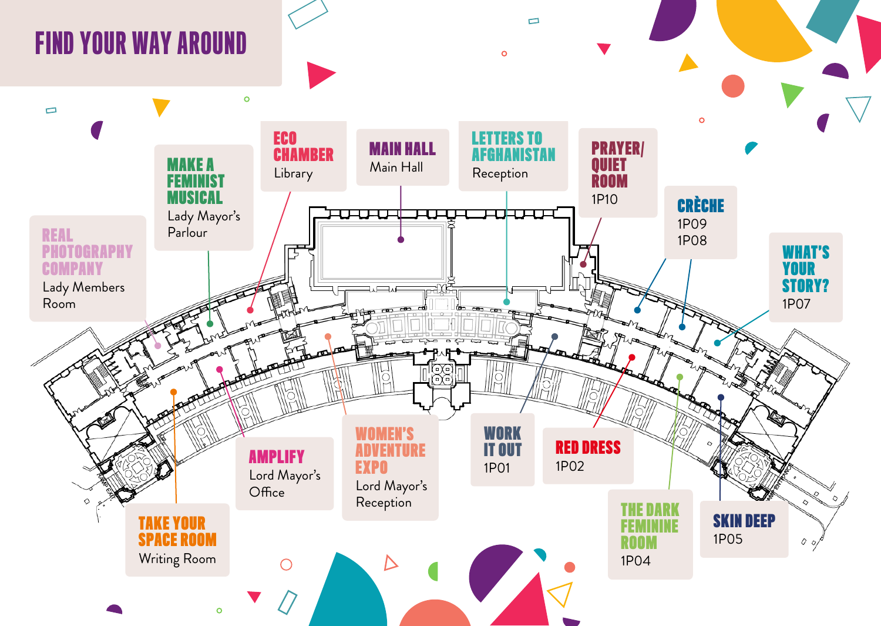# FIND YOUR WAY AROUND

**REAL PHOTOGRAPHY COMPANY**
Lady Members Room

**MAKE A FEMINIST MUSICAL**
Lady Mayor's Parlour

**ECO CHAMBER**
Library

**MAIN HALL**
Main Hall

**LETTERS TO AFGHANISTAN**
Reception

**PRAYER/ QUIET ROOM**
1P10

**CRÈCHE**
1P09
1P08

**WHAT'S YOUR STORY?**
1P07

**TAKE YOUR SPACE ROOM**
Writing Room

**AMPLIFY**
Lord Mayor's Office

**WOMEN'S ADVENTURE EXPO**
Lord Mayor's Reception

**WORK IT OUT**
1P01

**RED DRESS**
1P02

**THE DARK FEMININE ROOM**
1P04

**SKIN DEEP**
1P05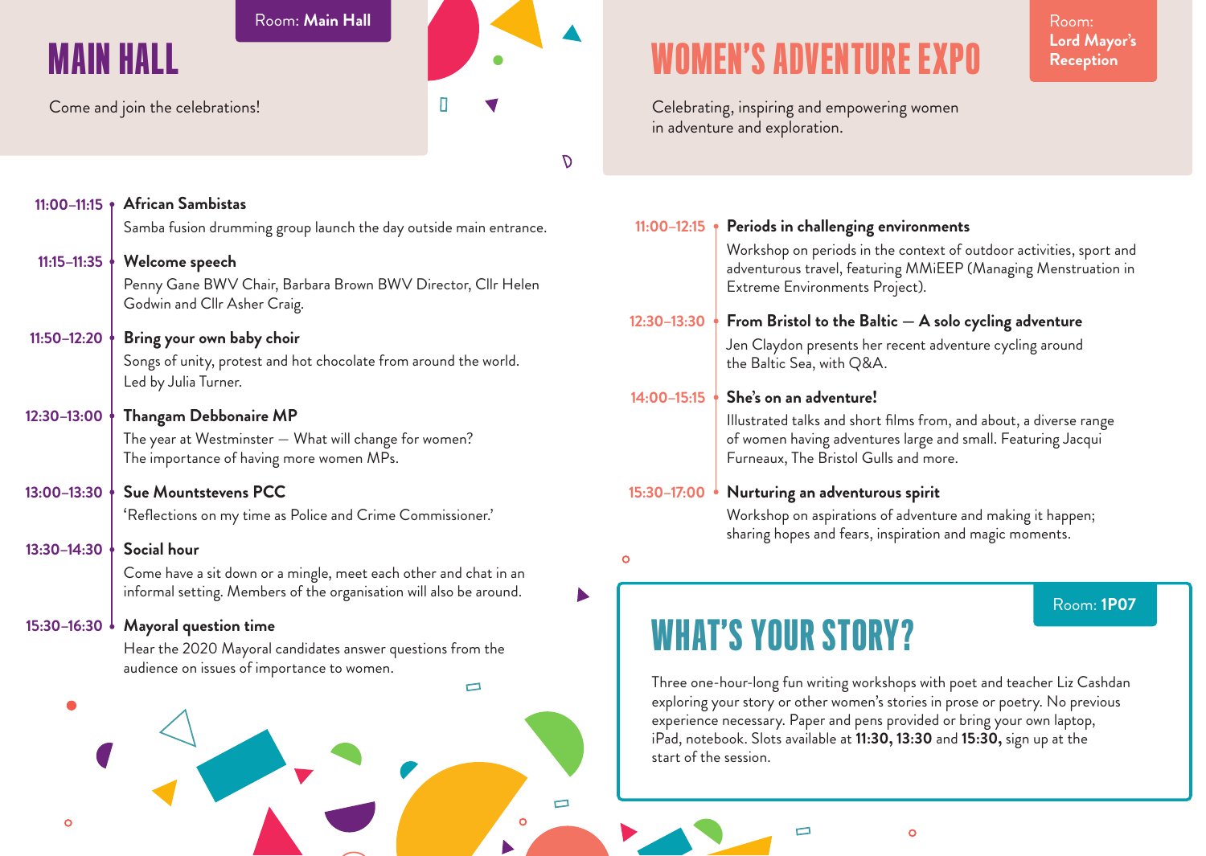# MAIN HALL

Room: **Main Hall**

Come and join the celebrations!

**11:00–11:15** — **African Sambistas**
Samba fusion drumming group launch the day outside main entrance.

**11:15–11:35** — **Welcome speech**
Penny Gane BWV Chair, Barbara Brown BWV Director, Cllr Helen Godwin and Cllr Asher Craig.

**11:50–12:20** — **Bring your own baby choir**
Songs of unity, protest and hot chocolate from around the world. Led by Julia Turner.

**12:30–13:00** — **Thangam Debbonaire MP**
The year at Westminster – What will change for women? The importance of having more women MPs.

**13:00–13:30** — **Sue Mountstevens PCC**
'Reflections on my time as Police and Crime Commissioner.'

**13:30–14:30** — **Social hour**
Come have a sit down or a mingle, meet each other and chat in an informal setting. Members of the organisation will also be around.

**15:30–16:30** — **Mayoral question time**
Hear the 2020 Mayoral candidates answer questions from the audience on issues of importance to women.

# WOMEN'S ADVENTURE EXPO

Room: **Lord Mayor's Reception**

Celebrating, inspiring and empowering women in adventure and exploration.

**11:00–12:15** — **Periods in challenging environments**
Workshop on periods in the context of outdoor activities, sport and adventurous travel, featuring MMiEEP (Managing Menstruation in Extreme Environments Project).

**12:30–13:30** — **From Bristol to the Baltic – A solo cycling adventure**
Jen Claydon presents her recent adventure cycling around the Baltic Sea, with Q&A.

**14:00–15:15** — **She's on an adventure!**
Illustrated talks and short films from, and about, a diverse range of women having adventures large and small. Featuring Jacqui Furneaux, The Bristol Gulls and more.

**15:30–17:00** — **Nurturing an adventurous spirit**
Workshop on aspirations of adventure and making it happen; sharing hopes and fears, inspiration and magic moments.

# WHAT'S YOUR STORY?

Room: **1P07**

Three one-hour-long fun writing workshops with poet and teacher Liz Cashdan exploring your story or other women's stories in prose or poetry. No previous experience necessary. Paper and pens provided or bring your own laptop, iPad, notebook. Slots available at **11:30, 13:30** and **15:30,** sign up at the start of the session.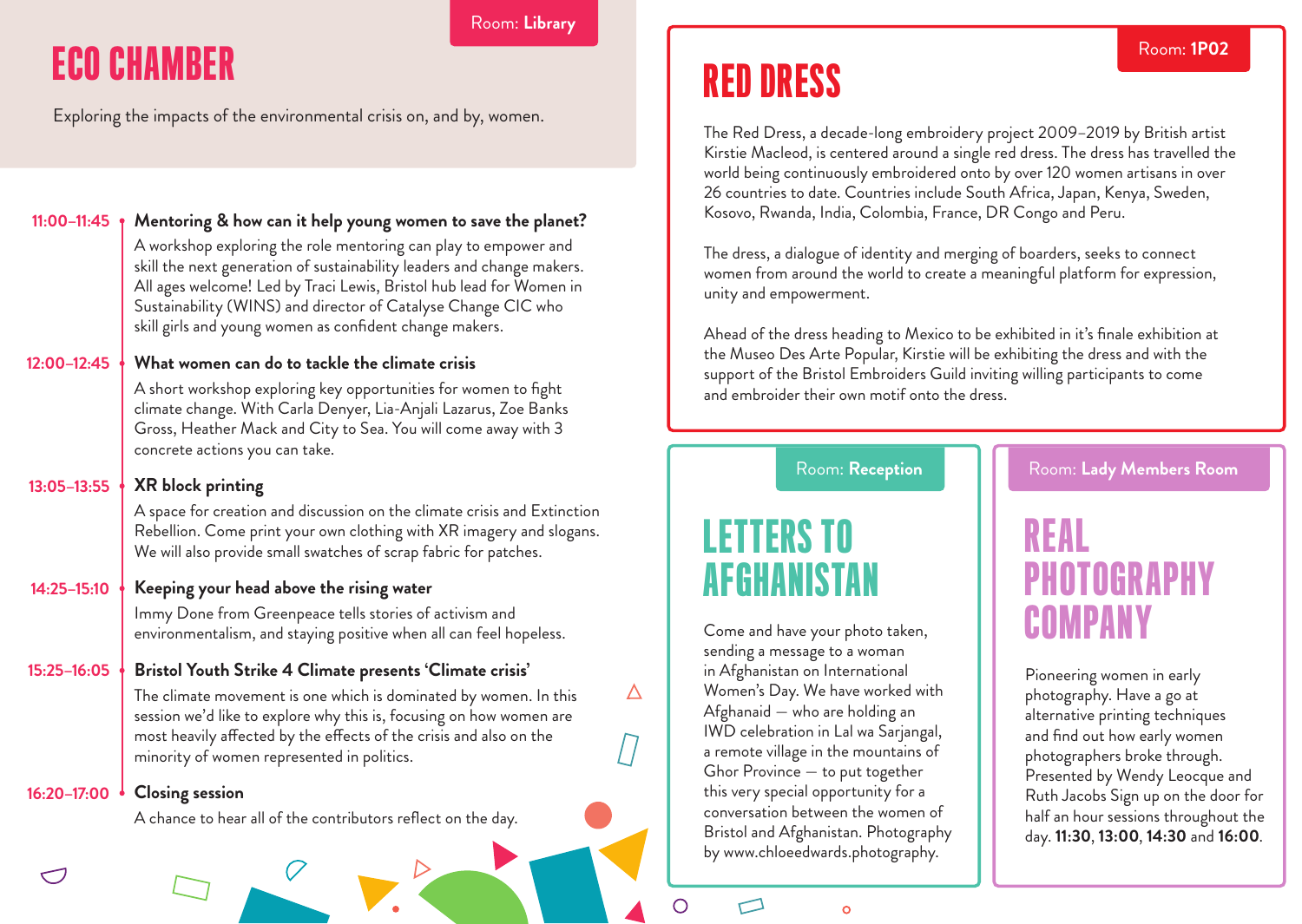# ECO CHAMBER

Room: **Library**

Exploring the impacts of the environmental crisis on, and by, women.

**11:00–11:45** — **Mentoring & how can it help young women to save the planet?**

A workshop exploring the role mentoring can play to empower and skill the next generation of sustainability leaders and change makers. All ages welcome! Led by Traci Lewis, Bristol hub lead for Women in Sustainability (WINS) and director of Catalyse Change CIC who skill girls and young women as confident change makers.

**12:00–12:45** — **What women can do to tackle the climate crisis**

A short workshop exploring key opportunities for women to fight climate change. With Carla Denyer, Lia-Anjali Lazarus, Zoe Banks Gross, Heather Mack and City to Sea. You will come away with 3 concrete actions you can take.

**13:05–13:55** — **XR block printing**

A space for creation and discussion on the climate crisis and Extinction Rebellion. Come print your own clothing with XR imagery and slogans. We will also provide small swatches of scrap fabric for patches.

**14:25–15:10** — **Keeping your head above the rising water**

Immy Done from Greenpeace tells stories of activism and environmentalism, and staying positive when all can feel hopeless.

**15:25–16:05** — **Bristol Youth Strike 4 Climate presents 'Climate crisis'**

The climate movement is one which is dominated by women. In this session we'd like to explore why this is, focusing on how women are most heavily affected by the effects of the crisis and also on the minority of women represented in politics.

**16:20–17:00** — **Closing session**

A chance to hear all of the contributors reflect on the day.

# RED DRESS

Room: **1P02**

The Red Dress, a decade-long embroidery project 2009–2019 by British artist Kirstie Macleod, is centered around a single red dress. The dress has travelled the world being continuously embroidered onto by over 120 women artisans in over 26 countries to date. Countries include South Africa, Japan, Kenya, Sweden, Kosovo, Rwanda, India, Colombia, France, DR Congo and Peru.

The dress, a dialogue of identity and merging of boarders, seeks to connect women from around the world to create a meaningful platform for expression, unity and empowerment.

Ahead of the dress heading to Mexico to be exhibited in it's finale exhibition at the Museo Des Arte Popular, Kirstie will be exhibiting the dress and with the support of the Bristol Embroiders Guild inviting willing participants to come and embroider their own motif onto the dress.

# LETTERS TO AFGHANISTAN

Room: **Reception**

Come and have your photo taken, sending a message to a woman in Afghanistan on International Women's Day. We have worked with Afghanaid — who are holding an IWD celebration in Lal wa Sarjangal, a remote village in the mountains of Ghor Province — to put together this very special opportunity for a conversation between the women of Bristol and Afghanistan. Photography by www.chloeedwards.photography.

# REAL PHOTOGRAPHY COMPANY

Room: **Lady Members Room**

Pioneering women in early photography. Have a go at alternative printing techniques and find out how early women photographers broke through. Presented by Wendy Leocque and Ruth Jacobs Sign up on the door for half an hour sessions throughout the day. **11:30**, **13:00**, **14:30** and **16:00**.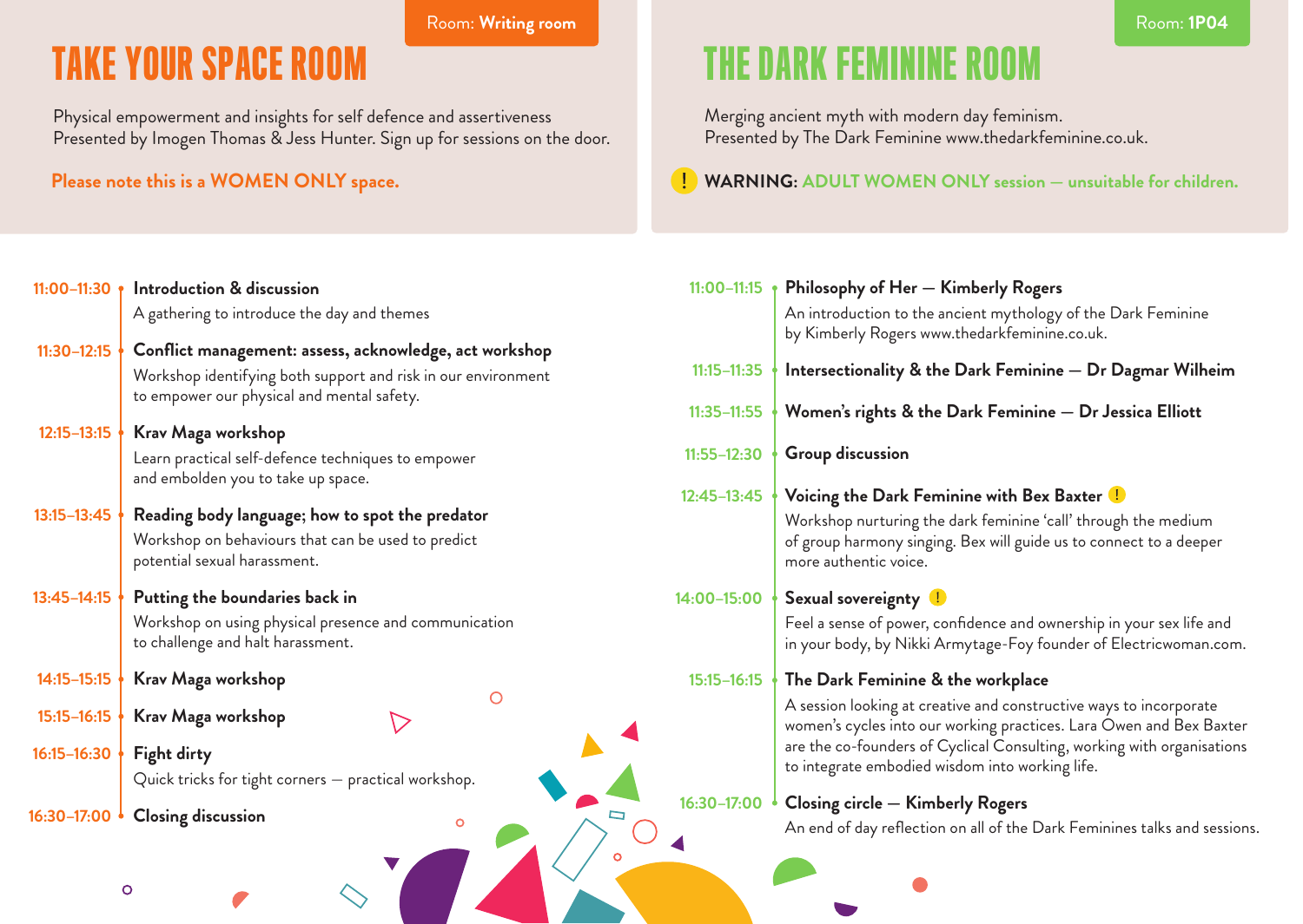Room: **Writing room**

# TAKE YOUR SPACE ROOM

Physical empowerment and insights for self defence and assertiveness
Presented by Imogen Thomas & Jess Hunter. Sign up for sessions on the door.

**Please note this is a WOMEN ONLY space.**

**11:00–11:30** **Introduction & discussion**
A gathering to introduce the day and themes

**11:30–12:15** **Conflict management: assess, acknowledge, act workshop**
Workshop identifying both support and risk in our environment to empower our physical and mental safety.

**12:15–13:15** **Krav Maga workshop**
Learn practical self-defence techniques to empower and embolden you to take up space.

**13:15–13:45** **Reading body language; how to spot the predator**
Workshop on behaviours that can be used to predict potential sexual harassment.

**13:45–14:15** **Putting the boundaries back in**
Workshop on using physical presence and communication to challenge and halt harassment.

**14:15–15:15** **Krav Maga workshop**

**15:15–16:15** **Krav Maga workshop**

**16:15–16:30** **Fight dirty**
Quick tricks for tight corners — practical workshop.

**16:30–17:00** **Closing discussion**

Room: **1P04**

# THE DARK FEMININE ROOM

Merging ancient myth with modern day feminism.
Presented by The Dark Feminine www.thedarkfeminine.co.uk.

! **WARNING: ADULT WOMEN ONLY session — unsuitable for children.**

**11:00–11:15** **Philosophy of Her — Kimberly Rogers**
An introduction to the ancient mythology of the Dark Feminine by Kimberly Rogers www.thedarkfeminine.co.uk.

**11:15–11:35** **Intersectionality & the Dark Feminine — Dr Dagmar Wilheim**

**11:35–11:55** **Women's rights & the Dark Feminine — Dr Jessica Elliott**

**11:55–12:30** **Group discussion**

**12:45–13:45** **Voicing the Dark Feminine with Bex Baxter** !
Workshop nurturing the dark feminine 'call' through the medium of group harmony singing. Bex will guide us to connect to a deeper more authentic voice.

**14:00–15:00** **Sexual sovereignty** !
Feel a sense of power, confidence and ownership in your sex life and in your body, by Nikki Armytage-Foy founder of Electricwoman.com.

**15:15–16:15** **The Dark Feminine & the workplace**
A session looking at creative and constructive ways to incorporate women's cycles into our working practices. Lara Owen and Bex Baxter are the co-founders of Cyclical Consulting, working with organisations to integrate embodied wisdom into working life.

**16:30–17:00** **Closing circle — Kimberly Rogers**
An end of day reflection on all of the Dark Feminines talks and sessions.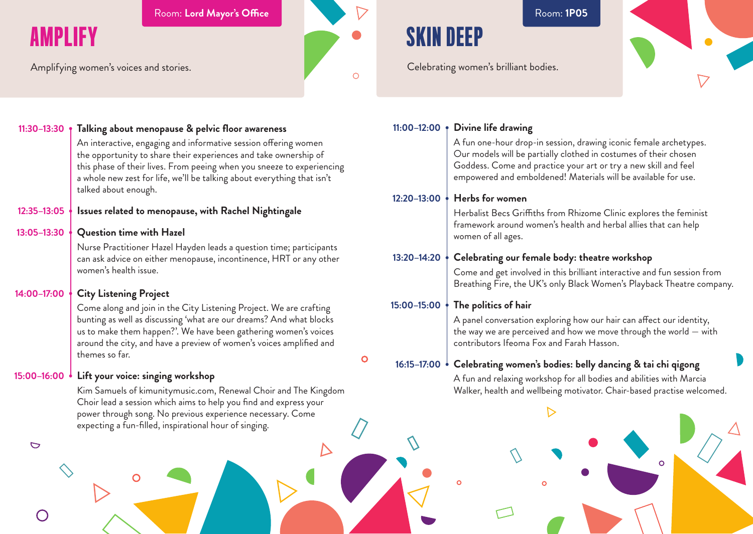# AMPLIFY

Room: **Lord Mayor's Office**

Amplifying women's voices and stories.

**11:30–13:30** **Talking about menopause & pelvic floor awareness**

An interactive, engaging and informative session offering women the opportunity to share their experiences and take ownership of this phase of their lives. From peeing when you sneeze to experiencing a whole new zest for life, we'll be talking about everything that isn't talked about enough.

**12:35–13:05** **Issues related to menopause, with Rachel Nightingale**

**13:05–13:30** **Question time with Hazel**

Nurse Practitioner Hazel Hayden leads a question time; participants can ask advice on either menopause, incontinence, HRT or any other women's health issue.

**14:00–17:00** **City Listening Project**

Come along and join in the City Listening Project. We are crafting bunting as well as discussing 'what are our dreams? And what blocks us to make them happen?'. We have been gathering women's voices around the city, and have a preview of women's voices amplified and themes so far.

**15:00–16:00** **Lift your voice: singing workshop**

Kim Samuels of kimunitymusic.com, Renewal Choir and The Kingdom Choir lead a session which aims to help you find and express your power through song. No previous experience necessary. Come expecting a fun-filled, inspirational hour of singing.

# SKIN DEEP

Room: **1P05**

Celebrating women's brilliant bodies.

**11:00–12:00** **Divine life drawing**

A fun one-hour drop-in session, drawing iconic female archetypes. Our models will be partially clothed in costumes of their chosen Goddess. Come and practice your art or try a new skill and feel empowered and emboldened! Materials will be available for use.

**12:20–13:00** **Herbs for women**

Herbalist Becs Griffiths from Rhizome Clinic explores the feminist framework around women's health and herbal allies that can help women of all ages.

**13:20–14:20** **Celebrating our female body: theatre workshop**

Come and get involved in this brilliant interactive and fun session from Breathing Fire, the UK's only Black Women's Playback Theatre company.

**15:00–15:00** **The politics of hair**

A panel conversation exploring how our hair can affect our identity, the way we are perceived and how we move through the world – with contributors Ifeoma Fox and Farah Hasson.

**16:15–17:00** **Celebrating women's bodies: belly dancing & tai chi qigong**

A fun and relaxing workshop for all bodies and abilities with Marcia Walker, health and wellbeing motivator. Chair-based practise welcomed.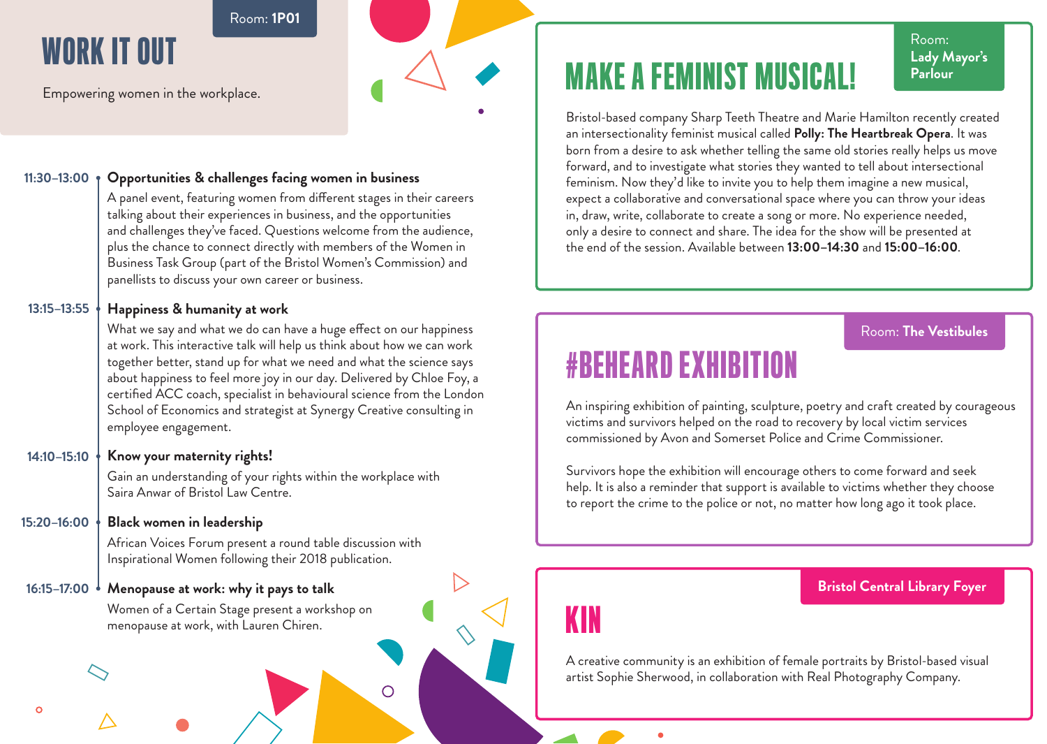## WORK IT OUT

Room: **1P01**

Empowering women in the workplace.

**11:30–13:00 — Opportunities & challenges facing women in business**

A panel event, featuring women from different stages in their careers talking about their experiences in business, and the opportunities and challenges they've faced. Questions welcome from the audience, plus the chance to connect directly with members of the Women in Business Task Group (part of the Bristol Women's Commission) and panellists to discuss your own career or business.

**13:15–13:55 — Happiness & humanity at work**

What we say and what we do can have a huge effect on our happiness at work. This interactive talk will help us think about how we can work together better, stand up for what we need and what the science says about happiness to feel more joy in our day. Delivered by Chloe Foy, a certified ACC coach, specialist in behavioural science from the London School of Economics and strategist at Synergy Creative consulting in employee engagement.

**14:10–15:10 — Know your maternity rights!**

Gain an understanding of your rights within the workplace with Saira Anwar of Bristol Law Centre.

**15:20–16:00 — Black women in leadership**

African Voices Forum present a round table discussion with Inspirational Women following their 2018 publication.

**16:15–17:00 — Menopause at work: why it pays to talk**

Women of a Certain Stage present a workshop on menopause at work, with Lauren Chiren.

## MAKE A FEMINIST MUSICAL!

Room: **Lady Mayor's Parlour**

Bristol-based company Sharp Teeth Theatre and Marie Hamilton recently created an intersectionality feminist musical called **Polly: The Heartbreak Opera**. It was born from a desire to ask whether telling the same old stories really helps us move forward, and to investigate what stories they wanted to tell about intersectional feminism. Now they'd like to invite you to help them imagine a new musical, expect a collaborative and conversational space where you can throw your ideas in, draw, write, collaborate to create a song or more. No experience needed, only a desire to connect and share. The idea for the show will be presented at the end of the session. Available between **13:00–14:30** and **15:00–16:00**.

## #BEHEARD EXHIBITION

Room: **The Vestibules**

An inspiring exhibition of painting, sculpture, poetry and craft created by courageous victims and survivors helped on the road to recovery by local victim services commissioned by Avon and Somerset Police and Crime Commissioner.

Survivors hope the exhibition will encourage others to come forward and seek help. It is also a reminder that support is available to victims whether they choose to report the crime to the police or not, no matter how long ago it took place.

## KIN

**Bristol Central Library Foyer**

A creative community is an exhibition of female portraits by Bristol-based visual artist Sophie Sherwood, in collaboration with Real Photography Company.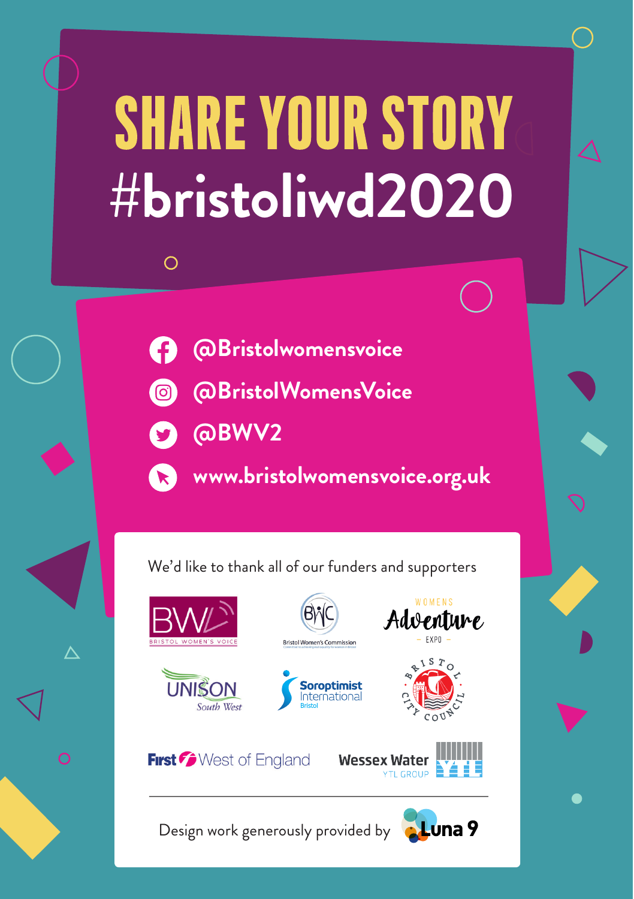# SHARE YOUR STORY

# #bristoliwd2020

@Bristolwomensvoice

@BristolWomensVoice

@BWV2

www.bristolwomensvoice.org.uk

We'd like to thank all of our funders and supporters

BWV Bristol Women's Voice

Bristol Women's Commission

Womens Adventure Expo

UNISON South West

Soroptimist International Bristol

Bristol City Council

First West of England

Wessex Water YTL Group

Design work generously provided by Luna 9